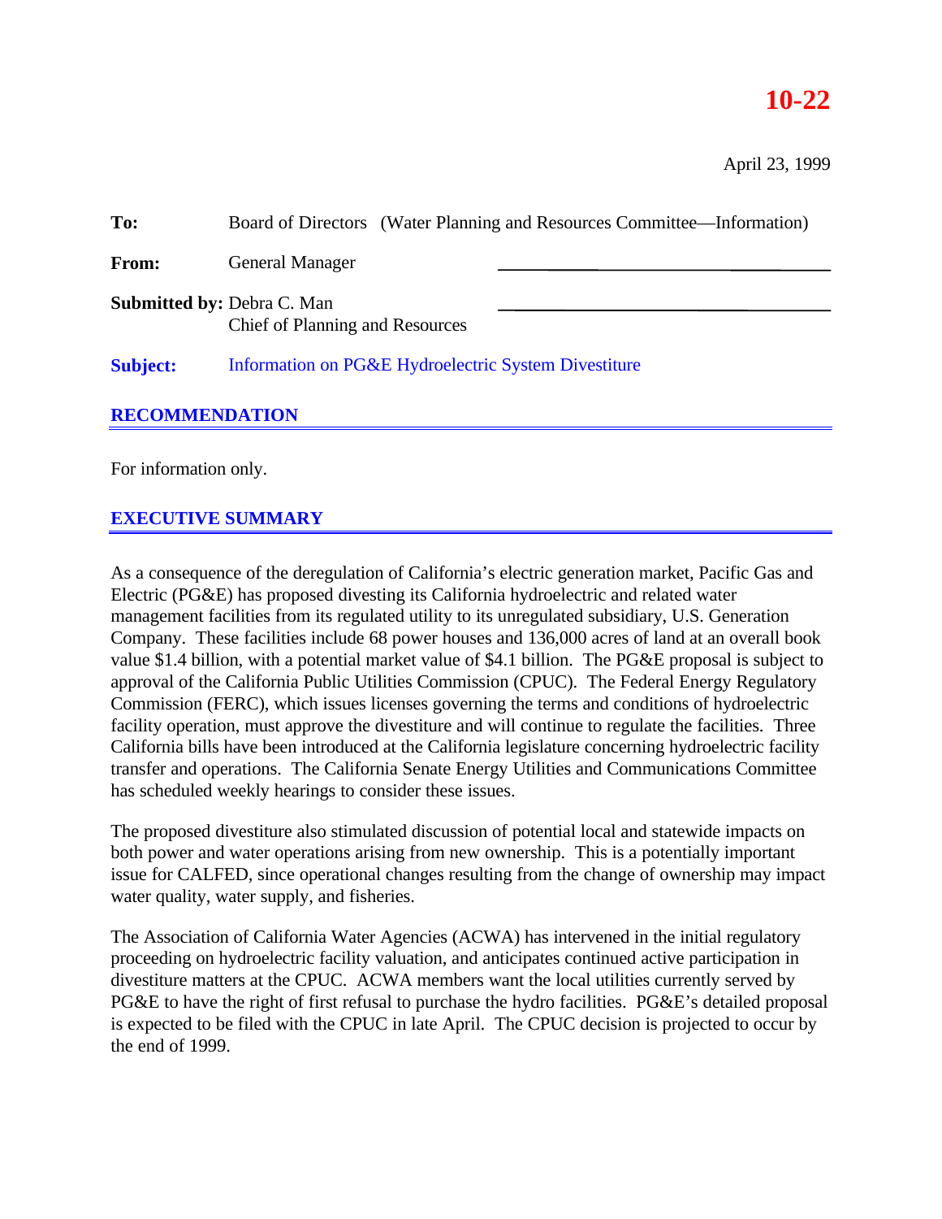**10-22**

April 23, 1999

**To:** Board of Directors (Water Planning and Resources Committee—Information)

**From:** General Manager

**Submitted by:** Debra C. Man
Chief of Planning and Resources

**Subject:** Information on PG&E Hydroelectric System Divestiture

## RECOMMENDATION

For information only.

## EXECUTIVE SUMMARY

As a consequence of the deregulation of California's electric generation market, Pacific Gas and Electric (PG&E) has proposed divesting its California hydroelectric and related water management facilities from its regulated utility to its unregulated subsidiary, U.S. Generation Company. These facilities include 68 power houses and 136,000 acres of land at an overall book value $1.4 billion, with a potential market value of $4.1 billion. The PG&E proposal is subject to approval of the California Public Utilities Commission (CPUC). The Federal Energy Regulatory Commission (FERC), which issues licenses governing the terms and conditions of hydroelectric facility operation, must approve the divestiture and will continue to regulate the facilities. Three California bills have been introduced at the California legislature concerning hydroelectric facility transfer and operations. The California Senate Energy Utilities and Communications Committee has scheduled weekly hearings to consider these issues.

The proposed divestiture also stimulated discussion of potential local and statewide impacts on both power and water operations arising from new ownership. This is a potentially important issue for CALFED, since operational changes resulting from the change of ownership may impact water quality, water supply, and fisheries.

The Association of California Water Agencies (ACWA) has intervened in the initial regulatory proceeding on hydroelectric facility valuation, and anticipates continued active participation in divestiture matters at the CPUC. ACWA members want the local utilities currently served by PG&E to have the right of first refusal to purchase the hydro facilities. PG&E's detailed proposal is expected to be filed with the CPUC in late April. The CPUC decision is projected to occur by the end of 1999.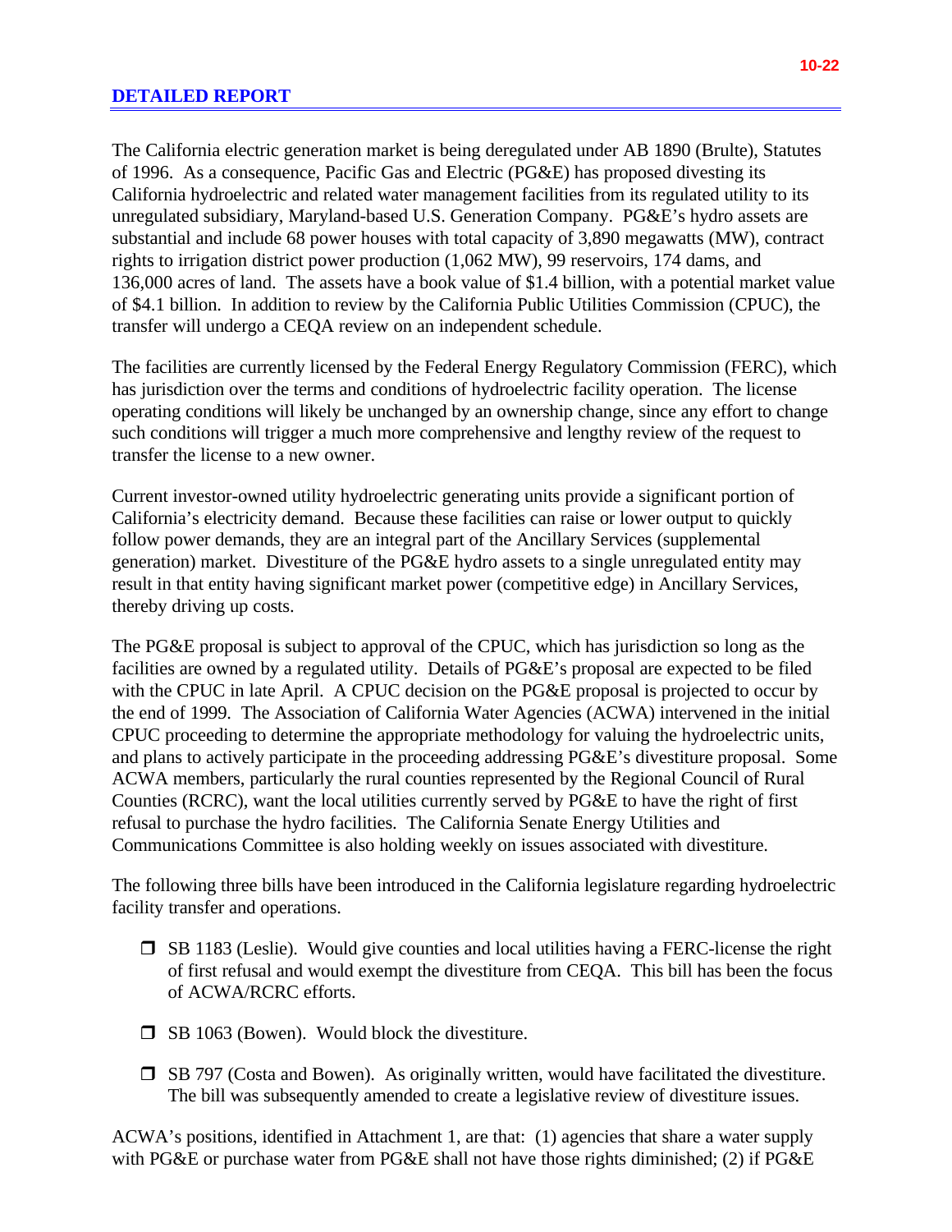## DETAILED REPORT

The California electric generation market is being deregulated under AB 1890 (Brulte), Statutes of 1996. As a consequence, Pacific Gas and Electric (PG&E) has proposed divesting its California hydroelectric and related water management facilities from its regulated utility to its unregulated subsidiary, Maryland-based U.S. Generation Company. PG&E's hydro assets are substantial and include 68 power houses with total capacity of 3,890 megawatts (MW), contract rights to irrigation district power production (1,062 MW), 99 reservoirs, 174 dams, and 136,000 acres of land. The assets have a book value of $1.4 billion, with a potential market value of $4.1 billion. In addition to review by the California Public Utilities Commission (CPUC), the transfer will undergo a CEQA review on an independent schedule.

The facilities are currently licensed by the Federal Energy Regulatory Commission (FERC), which has jurisdiction over the terms and conditions of hydroelectric facility operation. The license operating conditions will likely be unchanged by an ownership change, since any effort to change such conditions will trigger a much more comprehensive and lengthy review of the request to transfer the license to a new owner.

Current investor-owned utility hydroelectric generating units provide a significant portion of California's electricity demand. Because these facilities can raise or lower output to quickly follow power demands, they are an integral part of the Ancillary Services (supplemental generation) market. Divestiture of the PG&E hydro assets to a single unregulated entity may result in that entity having significant market power (competitive edge) in Ancillary Services, thereby driving up costs.

The PG&E proposal is subject to approval of the CPUC, which has jurisdiction so long as the facilities are owned by a regulated utility. Details of PG&E's proposal are expected to be filed with the CPUC in late April. A CPUC decision on the PG&E proposal is projected to occur by the end of 1999. The Association of California Water Agencies (ACWA) intervened in the initial CPUC proceeding to determine the appropriate methodology for valuing the hydroelectric units, and plans to actively participate in the proceeding addressing PG&E's divestiture proposal. Some ACWA members, particularly the rural counties represented by the Regional Council of Rural Counties (RCRC), want the local utilities currently served by PG&E to have the right of first refusal to purchase the hydro facilities. The California Senate Energy Utilities and Communications Committee is also holding weekly on issues associated with divestiture.

The following three bills have been introduced in the California legislature regarding hydroelectric facility transfer and operations.

- SB 1183 (Leslie). Would give counties and local utilities having a FERC-license the right of first refusal and would exempt the divestiture from CEQA. This bill has been the focus of ACWA/RCRC efforts.
- SB 1063 (Bowen). Would block the divestiture.
- SB 797 (Costa and Bowen). As originally written, would have facilitated the divestiture. The bill was subsequently amended to create a legislative review of divestiture issues.

ACWA's positions, identified in Attachment 1, are that: (1) agencies that share a water supply with PG&E or purchase water from PG&E shall not have those rights diminished; (2) if PG&E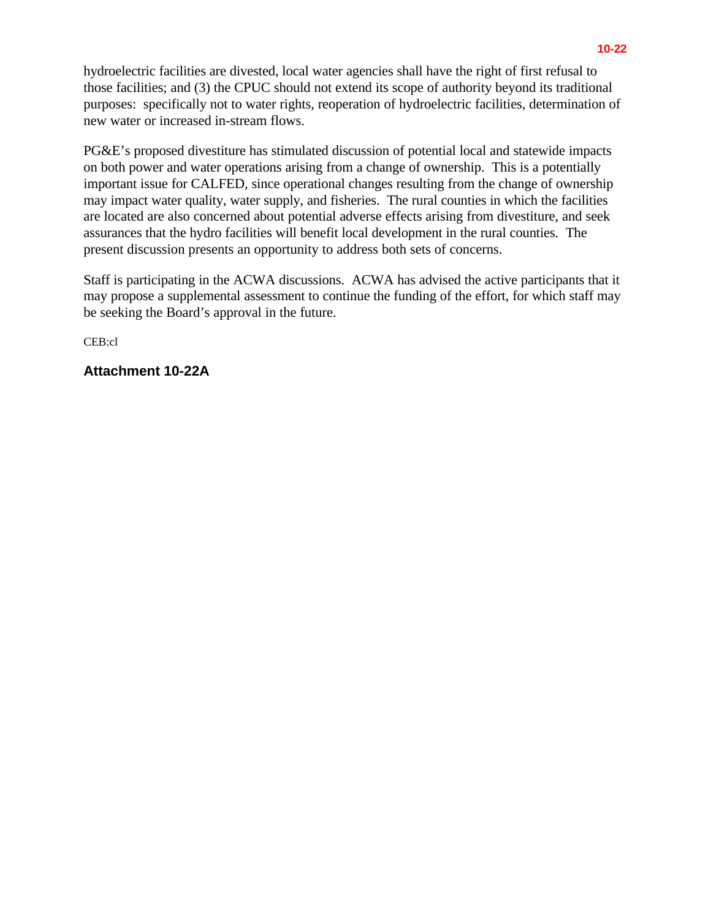hydroelectric facilities are divested, local water agencies shall have the right of first refusal to those facilities; and (3) the CPUC should not extend its scope of authority beyond its traditional purposes: specifically not to water rights, reoperation of hydroelectric facilities, determination of new water or increased in-stream flows.

PG&E's proposed divestiture has stimulated discussion of potential local and statewide impacts on both power and water operations arising from a change of ownership. This is a potentially important issue for CALFED, since operational changes resulting from the change of ownership may impact water quality, water supply, and fisheries. The rural counties in which the facilities are located are also concerned about potential adverse effects arising from divestiture, and seek assurances that the hydro facilities will benefit local development in the rural counties. The present discussion presents an opportunity to address both sets of concerns.

Staff is participating in the ACWA discussions. ACWA has advised the active participants that it may propose a supplemental assessment to continue the funding of the effort, for which staff may be seeking the Board's approval in the future.

CEB:cl

**Attachment 10-22A**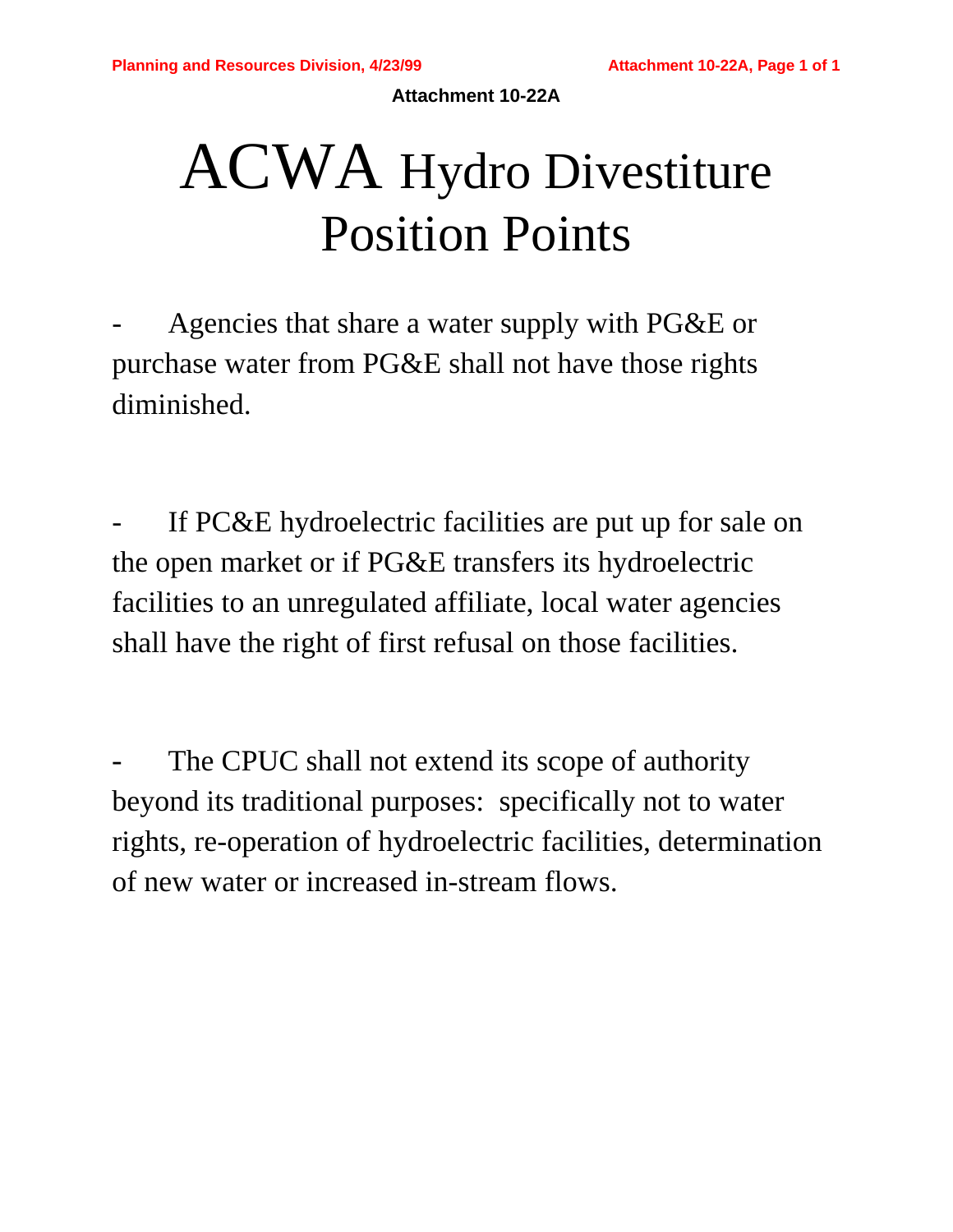**Attachment 10-22A**

# ACWA Hydro Divestiture Position Points

- Agencies that share a water supply with PG&E or purchase water from PG&E shall not have those rights diminished.

- If PC&E hydroelectric facilities are put up for sale on the open market or if PG&E transfers its hydroelectric facilities to an unregulated affiliate, local water agencies shall have the right of first refusal on those facilities.

- The CPUC shall not extend its scope of authority beyond its traditional purposes: specifically not to water rights, re-operation of hydroelectric facilities, determination of new water or increased in-stream flows.